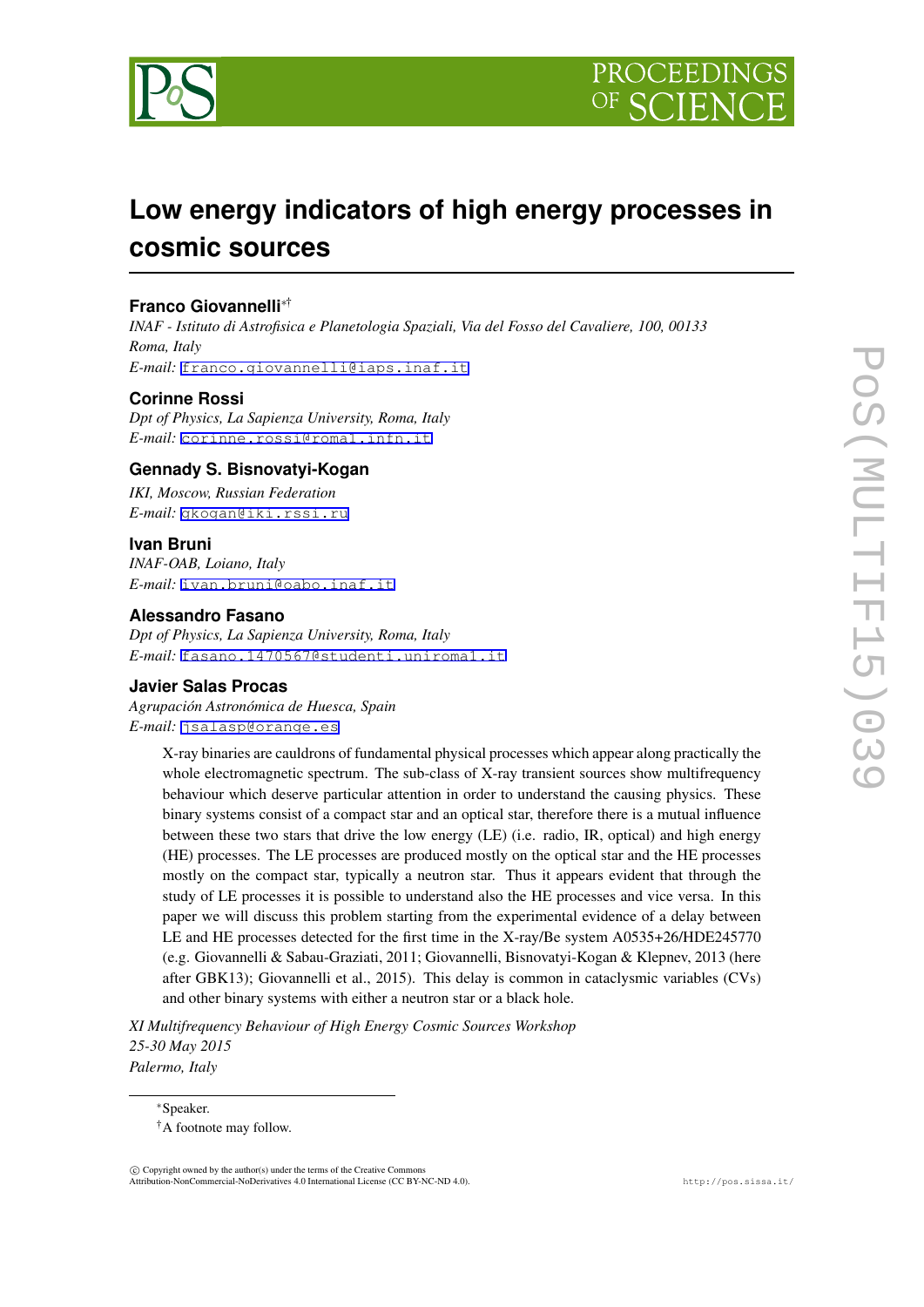# Low energy indicators of high energy processes in cosmic sources

**Franco Giovannelli**[∗†]

*INAF - Istituto di Astrofisica e Planetologia Spaziali, Via del Fosso del Cavaliere, 100, 00133 Roma, Italy*

*E-mail:* franco.giovannelli@iaps.inaf.it

**Corinne Rossi**

*Dpt of Physics, La Sapienza University, Roma, Italy*

*E-mail:* corinne.rossi@roma1.infn.it

**Gennady S. Bisnovatyi-Kogan**

*IKI, Moscow, Russian Federation*

*E-mail:* gkogan@iki.rssi.ru

**Ivan Bruni**

*INAF-OAB, Loiano, Italy*

*E-mail:* ivan.bruni@oabo.inaf.it

**Alessandro Fasano**

*Dpt of Physics, La Sapienza University, Roma, Italy*

*E-mail:* fasano.1470567@studenti.uniroma1.it

**Javier Salas Procas**

*Agrupación Astronómica de Huesca, Spain*

*E-mail:* jsalasp@orange.es

X-ray binaries are cauldrons of fundamental physical processes which appear along practically the whole electromagnetic spectrum. The sub-class of X-ray transient sources show multifrequency behaviour which deserve particular attention in order to understand the causing physics. These binary systems consist of a compact star and an optical star, therefore there is a mutual influence between these two stars that drive the low energy (LE) (i.e. radio, IR, optical) and high energy (HE) processes. The LE processes are produced mostly on the optical star and the HE processes mostly on the compact star, typically a neutron star. Thus it appears evident that through the study of LE processes it is possible to understand also the HE processes and vice versa. In this paper we will discuss this problem starting from the experimental evidence of a delay between LE and HE processes detected for the first time in the X-ray/Be system A0535+26/HDE245770 (e.g. Giovannelli & Sabau-Graziati, 2011; Giovannelli, Bisnovatyi-Kogan & Klepnev, 2013 (here after GBK13); Giovannelli et al., 2015). This delay is common in cataclysmic variables (CVs) and other binary systems with either a neutron star or a black hole.

*XI Multifrequency Behaviour of High Energy Cosmic Sources Workshop*
*25-30 May 2015*
*Palermo, Italy*

---

[∗]Speaker.

[†]A footnote may follow.

© Copyright owned by the author(s) under the terms of the Creative Commons Attribution-NonCommercial-NoDerivatives 4.0 International License (CC BY-NC-ND 4.0).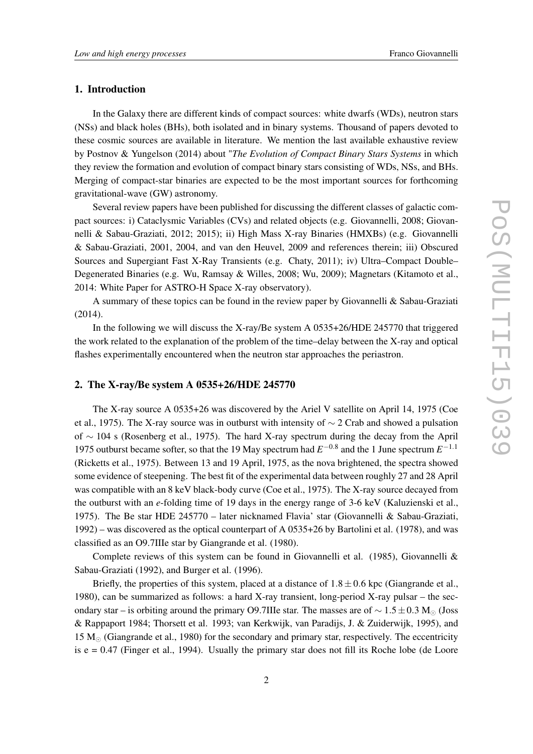## 1. Introduction

In the Galaxy there are different kinds of compact sources: white dwarfs (WDs), neutron stars (NSs) and black holes (BHs), both isolated and in binary systems. Thousand of papers devoted to these cosmic sources are available in literature. We mention the last available exhaustive review by Postnov & Yungelson (2014) about "*The Evolution of Compact Binary Stars Systems* in which they review the formation and evolution of compact binary stars consisting of WDs, NSs, and BHs. Merging of compact-star binaries are expected to be the most important sources for forthcoming gravitational-wave (GW) astronomy.

Several review papers have been published for discussing the different classes of galactic compact sources: i) Cataclysmic Variables (CVs) and related objects (e.g. Giovannelli, 2008; Giovannelli & Sabau-Graziati, 2012; 2015); ii) High Mass X-ray Binaries (HMXBs) (e.g. Giovannelli & Sabau-Graziati, 2001, 2004, and van den Heuvel, 2009 and references therein; iii) Obscured Sources and Supergiant Fast X-Ray Transients (e.g. Chaty, 2011); iv) Ultra–Compact Double–Degenerated Binaries (e.g. Wu, Ramsay & Willes, 2008; Wu, 2009); Magnetars (Kitamoto et al., 2014: White Paper for ASTRO-H Space X-ray observatory).

A summary of these topics can be found in the review paper by Giovannelli & Sabau-Graziati (2014).

In the following we will discuss the X-ray/Be system A 0535+26/HDE 245770 that triggered the work related to the explanation of the problem of the time–delay between the X-ray and optical flashes experimentally encountered when the neutron star approaches the periastron.

## 2. The X-ray/Be system A 0535+26/HDE 245770

The X-ray source A 0535+26 was discovered by the Ariel V satellite on April 14, 1975 (Coe et al., 1975). The X-ray source was in outburst with intensity of $\sim 2$ Crab and showed a pulsation of $\sim 104$ s (Rosenberg et al., 1975). The hard X-ray spectrum during the decay from the April 1975 outburst became softer, so that the 19 May spectrum had $E^{-0.8}$ and the 1 June spectrum $E^{-1.1}$ (Ricketts et al., 1975). Between 13 and 19 April, 1975, as the nova brightened, the spectra showed some evidence of steepening. The best fit of the experimental data between roughly 27 and 28 April was compatible with an 8 keV black-body curve (Coe et al., 1975). The X-ray source decayed from the outburst with an *e*-folding time of 19 days in the energy range of 3-6 keV (Kaluzienski et al., 1975). The Be star HDE 245770 – later nicknamed Flavia' star (Giovannelli & Sabau-Graziati, 1992) – was discovered as the optical counterpart of A 0535+26 by Bartolini et al. (1978), and was classified as an O9.7IIIe star by Giangrande et al. (1980).

Complete reviews of this system can be found in Giovannelli et al. (1985), Giovannelli & Sabau-Graziati (1992), and Burger et al. (1996).

Briefly, the properties of this system, placed at a distance of $1.8 \pm 0.6$ kpc (Giangrande et al., 1980), can be summarized as follows: a hard X-ray transient, long-period X-ray pulsar – the secondary star – is orbiting around the primary O9.7IIIe star. The masses are of $\sim 1.5 \pm 0.3$ $M_{\odot}$ (Joss & Rappaport 1984; Thorsett et al. 1993; van Kerkwijk, van Paradijs, J. & Zuiderwijk, 1995), and 15 $M_{\odot}$ (Giangrande et al., 1980) for the secondary and primary star, respectively. The eccentricity is e = 0.47 (Finger et al., 1994). Usually the primary star does not fill its Roche lobe (de Loore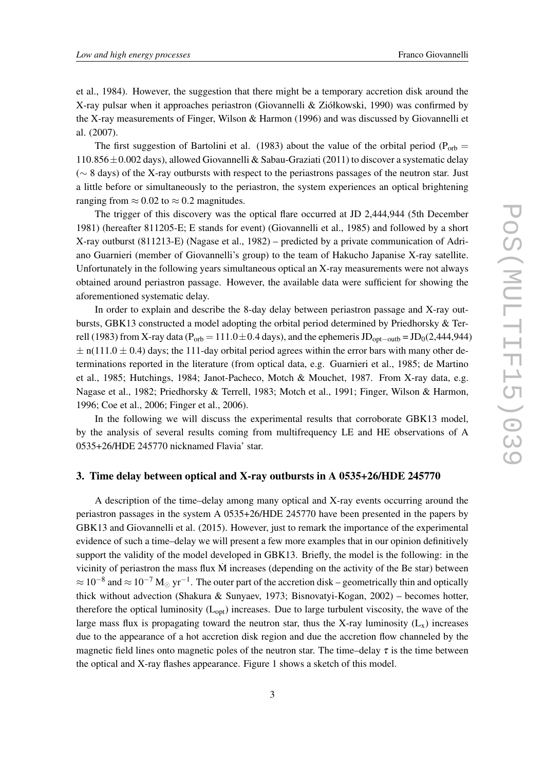et al., 1984). However, the suggestion that there might be a temporary accretion disk around the X-ray pulsar when it approaches periastron (Giovannelli & Ziółkowski, 1990) was confirmed by the X-ray measurements of Finger, Wilson & Harmon (1996) and was discussed by Giovannelli et al. (2007).

The first suggestion of Bartolini et al. (1983) about the value of the orbital period ($P_{orb} = 110.856 \pm 0.002$ days), allowed Giovannelli & Sabau-Graziati (2011) to discover a systematic delay ($\sim 8$ days) of the X-ray outbursts with respect to the periastrons passages of the neutron star. Just a little before or simultaneously to the periastron, the system experiences an optical brightening ranging from $\approx 0.02$ to $\approx 0.2$ magnitudes.

The trigger of this discovery was the optical flare occurred at JD 2,444,944 (5th December 1981) (hereafter 811205-E; E stands for event) (Giovannelli et al., 1985) and followed by a short X-ray outburst (811213-E) (Nagase et al., 1982) – predicted by a private communication of Adriano Guarnieri (member of Giovannelli's group) to the team of Hakucho Japanise X-ray satellite. Unfortunately in the following years simultaneous optical an X-ray measurements were not always obtained around periastron passage. However, the available data were sufficient for showing the aforementioned systematic delay.

In order to explain and describe the 8-day delay between periastron passage and X-ray outbursts, GBK13 constructed a model adopting the orbital period determined by Priedhorsky & Terrell (1983) from X-ray data ($P_{orb} = 111.0 \pm 0.4$ days), and the ephemeris $JD_{opt-outb} = JD_0(2{,}444{,}944) \pm n(111.0 \pm 0.4)$ days; the 111-day orbital period agrees within the error bars with many other determinations reported in the literature (from optical data, e.g. Guarnieri et al., 1985; de Martino et al., 1985; Hutchings, 1984; Janot-Pacheco, Motch & Mouchet, 1987. From X-ray data, e.g. Nagase et al., 1982; Priedhorsky & Terrell, 1983; Motch et al., 1991; Finger, Wilson & Harmon, 1996; Coe et al., 2006; Finger et al., 2006).

In the following we will discuss the experimental results that corroborate GBK13 model, by the analysis of several results coming from multifrequency LE and HE observations of A 0535+26/HDE 245770 nicknamed Flavia' star.

## 3. Time delay between optical and X-ray outbursts in A 0535+26/HDE 245770

A description of the time–delay among many optical and X-ray events occurring around the periastron passages in the system A 0535+26/HDE 245770 have been presented in the papers by GBK13 and Giovannelli et al. (2015). However, just to remark the importance of the experimental evidence of such a time–delay we will present a few more examples that in our opinion definitively support the validity of the model developed in GBK13. Briefly, the model is the following: in the vicinity of periastron the mass flux $\dot{M}$ increases (depending on the activity of the Be star) between $\approx 10^{-8}$ and $\approx 10^{-7}\ M_{\odot}\ yr^{-1}$. The outer part of the accretion disk – geometrically thin and optically thick without advection (Shakura & Sunyaev, 1973; Bisnovatyi-Kogan, 2002) – becomes hotter, therefore the optical luminosity ($L_{opt}$) increases. Due to large turbulent viscosity, the wave of the large mass flux is propagating toward the neutron star, thus the X-ray luminosity ($L_x$) increases due to the appearance of a hot accretion disk region and due the accretion flow channeled by the magnetic field lines onto magnetic poles of the neutron star. The time–delay $\tau$ is the time between the optical and X-ray flashes appearance. Figure 1 shows a sketch of this model.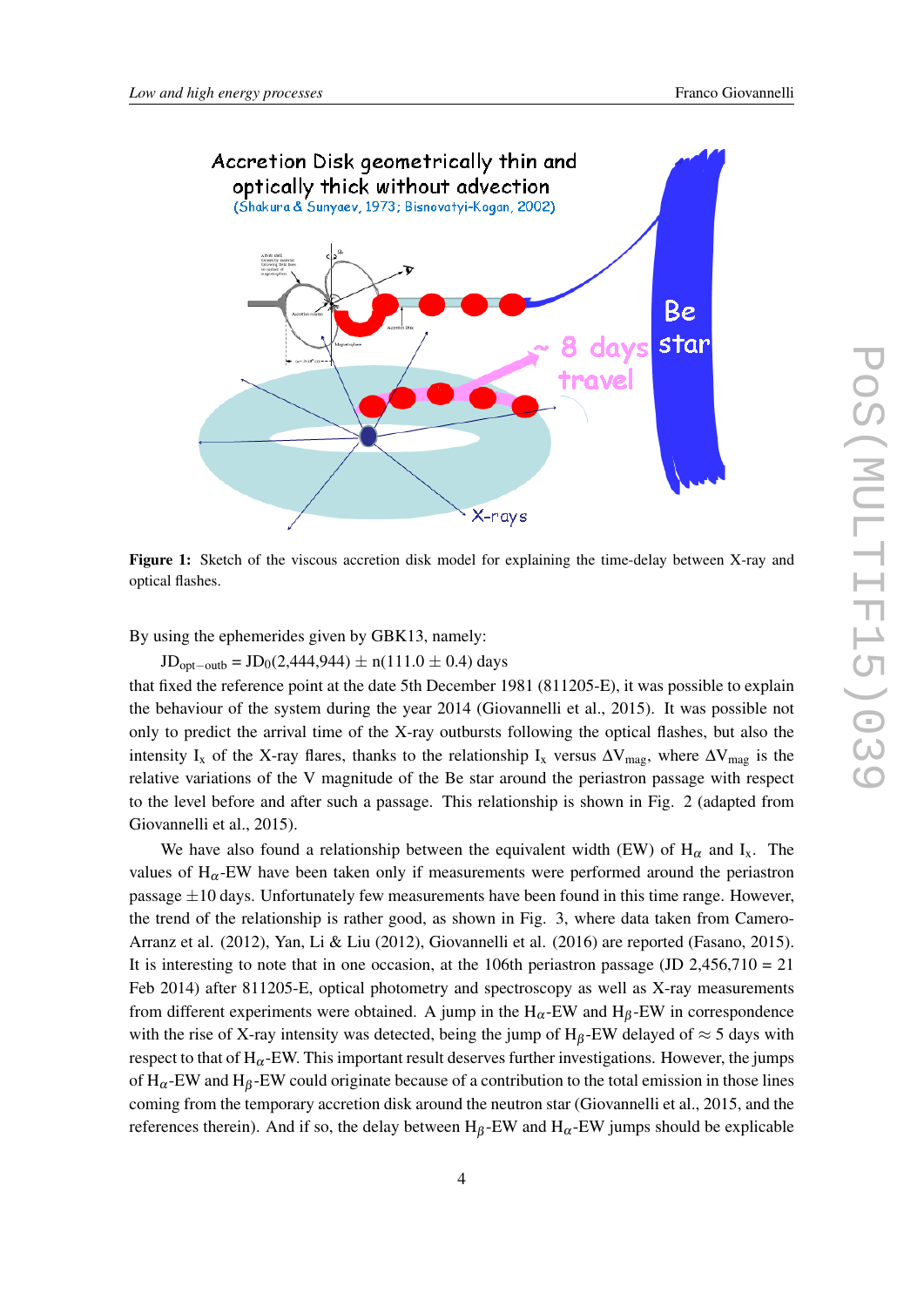**Figure 1:** Sketch of the viscous accretion disk model for explaining the time-delay between X-ray and optical flashes.

By using the ephemerides given by GBK13, namely:

$JD_{opt-outb} = JD_0(2{,}444{,}944) \pm n(111.0 \pm 0.4)$ days

that fixed the reference point at the date 5th December 1981 (811205-E), it was possible to explain the behaviour of the system during the year 2014 (Giovannelli et al., 2015). It was possible not only to predict the arrival time of the X-ray outbursts following the optical flashes, but also the intensity $I_x$ of the X-ray flares, thanks to the relationship $I_x$ versus $\Delta V_{mag}$, where $\Delta V_{mag}$ is the relative variations of the V magnitude of the Be star around the periastron passage with respect to the level before and after such a passage. This relationship is shown in Fig. 2 (adapted from Giovannelli et al., 2015).

We have also found a relationship between the equivalent width (EW) of $H_\alpha$ and $I_x$. The values of $H_\alpha$-EW have been taken only if measurements were performed around the periastron passage $\pm$10 days. Unfortunately few measurements have been found in this time range. However, the trend of the relationship is rather good, as shown in Fig. 3, where data taken from Camero-Arranz et al. (2012), Yan, Li & Liu (2012), Giovannelli et al. (2016) are reported (Fasano, 2015). It is interesting to note that in one occasion, at the 106th periastron passage (JD 2,456,710 = 21 Feb 2014) after 811205-E, optical photometry and spectroscopy as well as X-ray measurements from different experiments were obtained. A jump in the $H_\alpha$-EW and $H_\beta$-EW in correspondence with the rise of X-ray intensity was detected, being the jump of $H_\beta$-EW delayed of $\approx$ 5 days with respect to that of $H_\alpha$-EW. This important result deserves further investigations. However, the jumps of $H_\alpha$-EW and $H_\beta$-EW could originate because of a contribution to the total emission in those lines coming from the temporary accretion disk around the neutron star (Giovannelli et al., 2015, and the references therein). And if so, the delay between $H_\beta$-EW and $H_\alpha$-EW jumps should be explicable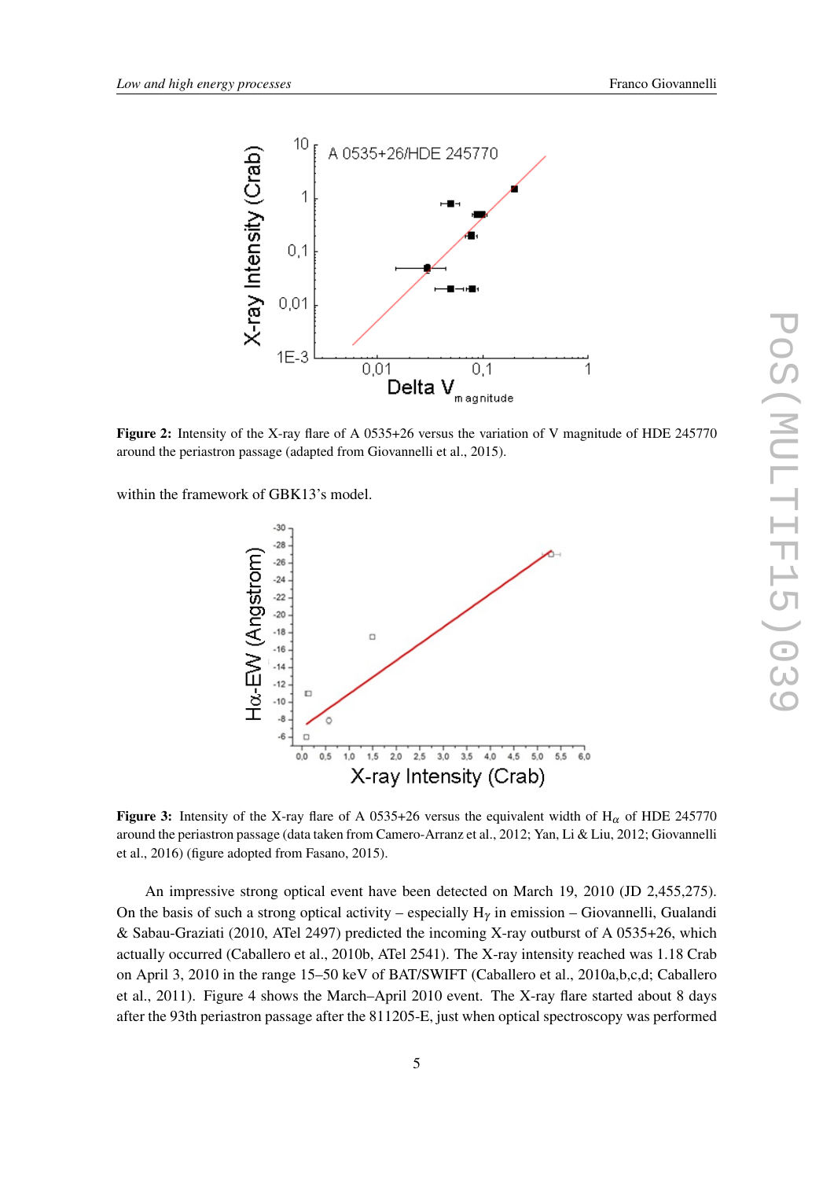**Figure 2:** Intensity of the X-ray flare of A 0535+26 versus the variation of V magnitude of HDE 245770 around the periastron passage (adapted from Giovannelli et al., 2015).

within the framework of GBK13's model.

**Figure 3:** Intensity of the X-ray flare of A 0535+26 versus the equivalent width of $H_\alpha$ of HDE 245770 around the periastron passage (data taken from Camero-Arranz et al., 2012; Yan, Li & Liu, 2012; Giovannelli et al., 2016) (figure adopted from Fasano, 2015).

An impressive strong optical event have been detected on March 19, 2010 (JD 2,455,275). On the basis of such a strong optical activity – especially $H_\gamma$ in emission – Giovannelli, Gualandi & Sabau-Graziati (2010, ATel 2497) predicted the incoming X-ray outburst of A 0535+26, which actually occurred (Caballero et al., 2010b, ATel 2541). The X-ray intensity reached was 1.18 Crab on April 3, 2010 in the range 15–50 keV of BAT/SWIFT (Caballero et al., 2010a,b,c,d; Caballero et al., 2011). Figure 4 shows the March–April 2010 event. The X-ray flare started about 8 days after the 93th periastron passage after the 811205-E, just when optical spectroscopy was performed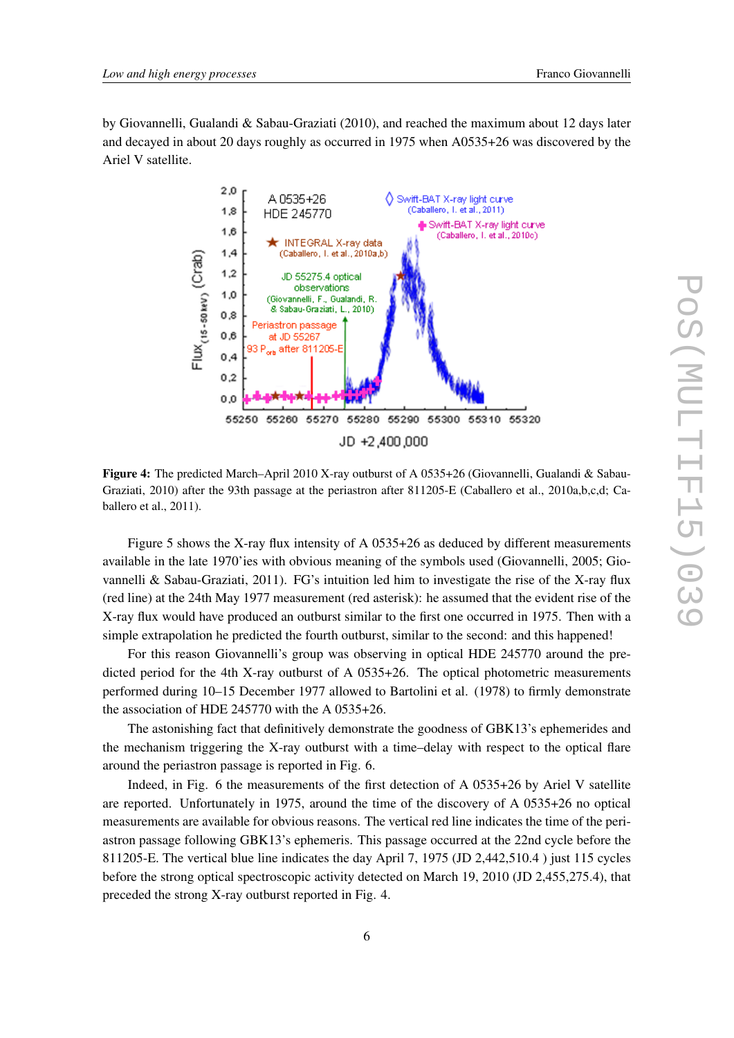by Giovannelli, Gualandi & Sabau-Graziati (2010), and reached the maximum about 12 days later and decayed in about 20 days roughly as occurred in 1975 when A0535+26 was discovered by the Ariel V satellite.

**Figure 4:** The predicted March–April 2010 X-ray outburst of A 0535+26 (Giovannelli, Gualandi & Sabau-Graziati, 2010) after the 93th passage at the periastron after 811205-E (Caballero et al., 2010a,b,c,d; Caballero et al., 2011).

Figure 5 shows the X-ray flux intensity of A 0535+26 as deduced by different measurements available in the late 1970'ies with obvious meaning of the symbols used (Giovannelli, 2005; Giovannelli & Sabau-Graziati, 2011). FG's intuition led him to investigate the rise of the X-ray flux (red line) at the 24th May 1977 measurement (red asterisk): he assumed that the evident rise of the X-ray flux would have produced an outburst similar to the first one occurred in 1975. Then with a simple extrapolation he predicted the fourth outburst, similar to the second: and this happened!

For this reason Giovannelli's group was observing in optical HDE 245770 around the predicted period for the 4th X-ray outburst of A 0535+26. The optical photometric measurements performed during 10–15 December 1977 allowed to Bartolini et al. (1978) to firmly demonstrate the association of HDE 245770 with the A 0535+26.

The astonishing fact that definitively demonstrate the goodness of GBK13's ephemerides and the mechanism triggering the X-ray outburst with a time–delay with respect to the optical flare around the periastron passage is reported in Fig. 6.

Indeed, in Fig. 6 the measurements of the first detection of A 0535+26 by Ariel V satellite are reported. Unfortunately in 1975, around the time of the discovery of A 0535+26 no optical measurements are available for obvious reasons. The vertical red line indicates the time of the periastron passage following GBK13's ephemeris. This passage occurred at the 22nd cycle before the 811205-E. The vertical blue line indicates the day April 7, 1975 (JD 2,442,510.4 ) just 115 cycles before the strong optical spectroscopic activity detected on March 19, 2010 (JD 2,455,275.4), that preceded the strong X-ray outburst reported in Fig. 4.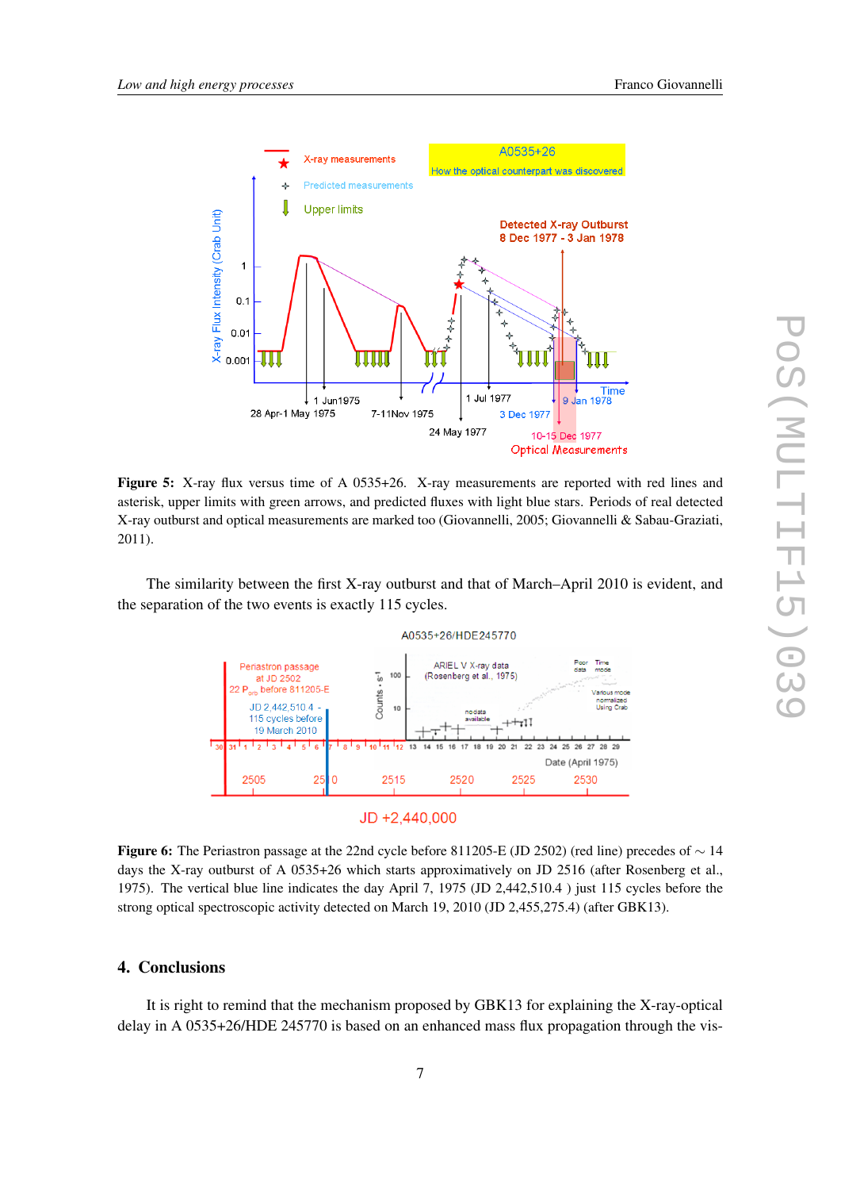**Figure 5:** X-ray flux versus time of A 0535+26. X-ray measurements are reported with red lines and asterisk, upper limits with green arrows, and predicted fluxes with light blue stars. Periods of real detected X-ray outburst and optical measurements are marked too (Giovannelli, 2005; Giovannelli & Sabau-Graziati, 2011).

The similarity between the first X-ray outburst and that of March–April 2010 is evident, and the separation of the two events is exactly 115 cycles.

**Figure 6:** The Periastron passage at the 22nd cycle before 811205-E (JD 2502) (red line) precedes of $\sim 14$ days the X-ray outburst of A 0535+26 which starts approximatively on JD 2516 (after Rosenberg et al., 1975). The vertical blue line indicates the day April 7, 1975 (JD 2,442,510.4 ) just 115 cycles before the strong optical spectroscopic activity detected on March 19, 2010 (JD 2,455,275.4) (after GBK13).

## 4. Conclusions

It is right to remind that the mechanism proposed by GBK13 for explaining the X-ray-optical delay in A 0535+26/HDE 245770 is based on an enhanced mass flux propagation through the vis-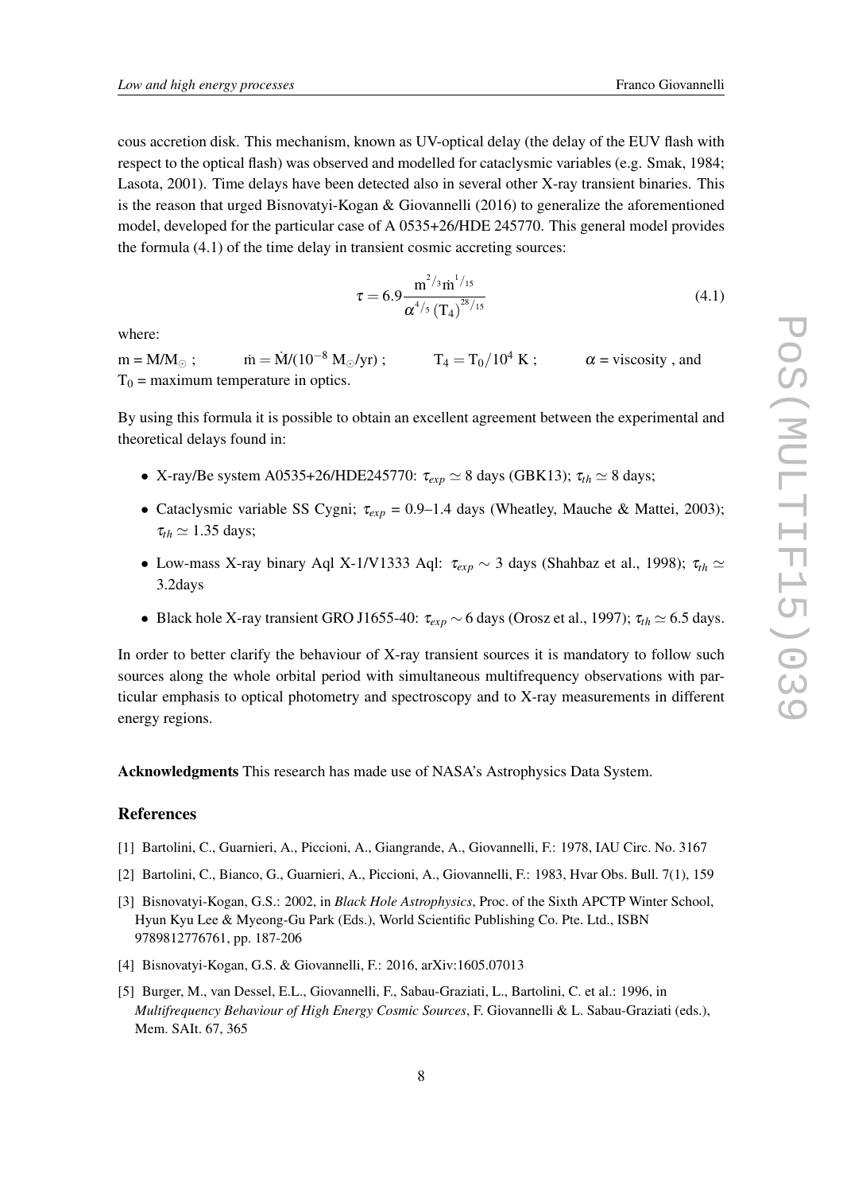cous accretion disk. This mechanism, known as UV-optical delay (the delay of the EUV flash with respect to the optical flash) was observed and modelled for cataclysmic variables (e.g. Smak, 1984; Lasota, 2001). Time delays have been detected also in several other X-ray transient binaries. This is the reason that urged Bisnovatyi-Kogan & Giovannelli (2016) to generalize the aforementioned model, developed for the particular case of A 0535+26/HDE 245770. This general model provides the formula (4.1) of the time delay in transient cosmic accreting sources:

$$\tau = 6.9 \frac{m^{2/3} \dot{m}^{1/15}}{\alpha^{4/5} (T_4)^{28/15}} \tag{4.1}$$

where:

$m = M/M_\odot$ ; $\dot{m} = \dot{M}/(10^{-8}\ M_\odot/yr)$ ; $T_4 = T_0/10^4$ K ; $\alpha$ = viscosity , and $T_0$ = maximum temperature in optics.

By using this formula it is possible to obtain an excellent agreement between the experimental and theoretical delays found in:

- X-ray/Be system A0535+26/HDE245770: $\tau_{exp} \simeq 8$ days (GBK13); $\tau_{th} \simeq 8$ days;
- Cataclysmic variable SS Cygni; $\tau_{exp}$ = 0.9–1.4 days (Wheatley, Mauche & Mattei, 2003); $\tau_{th} \simeq 1.35$ days;
- Low-mass X-ray binary Aql X-1/V1333 Aql: $\tau_{exp} \sim 3$ days (Shahbaz et al., 1998); $\tau_{th} \simeq$ 3.2days
- Black hole X-ray transient GRO J1655-40: $\tau_{exp} \sim 6$ days (Orosz et al., 1997); $\tau_{th} \simeq 6.5$ days.

In order to better clarify the behaviour of X-ray transient sources it is mandatory to follow such sources along the whole orbital period with simultaneous multifrequency observations with particular emphasis to optical photometry and spectroscopy and to X-ray measurements in different energy regions.

**Acknowledgments** This research has made use of NASA's Astrophysics Data System.

## References

[1] Bartolini, C., Guarnieri, A., Piccioni, A., Giangrande, A., Giovannelli, F.: 1978, IAU Circ. No. 3167

[2] Bartolini, C., Bianco, G., Guarnieri, A., Piccioni, A., Giovannelli, F.: 1983, Hvar Obs. Bull. 7(1), 159

[3] Bisnovatyi-Kogan, G.S.: 2002, in *Black Hole Astrophysics*, Proc. of the Sixth APCTP Winter School, Hyun Kyu Lee & Myeong-Gu Park (Eds.), World Scientific Publishing Co. Pte. Ltd., ISBN 9789812776761, pp. 187-206

[4] Bisnovatyi-Kogan, G.S. & Giovannelli, F.: 2016, arXiv:1605.07013

[5] Burger, M., van Dessel, E.L., Giovannelli, F., Sabau-Graziati, L., Bartolini, C. et al.: 1996, in *Multifrequency Behaviour of High Energy Cosmic Sources*, F. Giovannelli & L. Sabau-Graziati (eds.), Mem. SAIt. 67, 365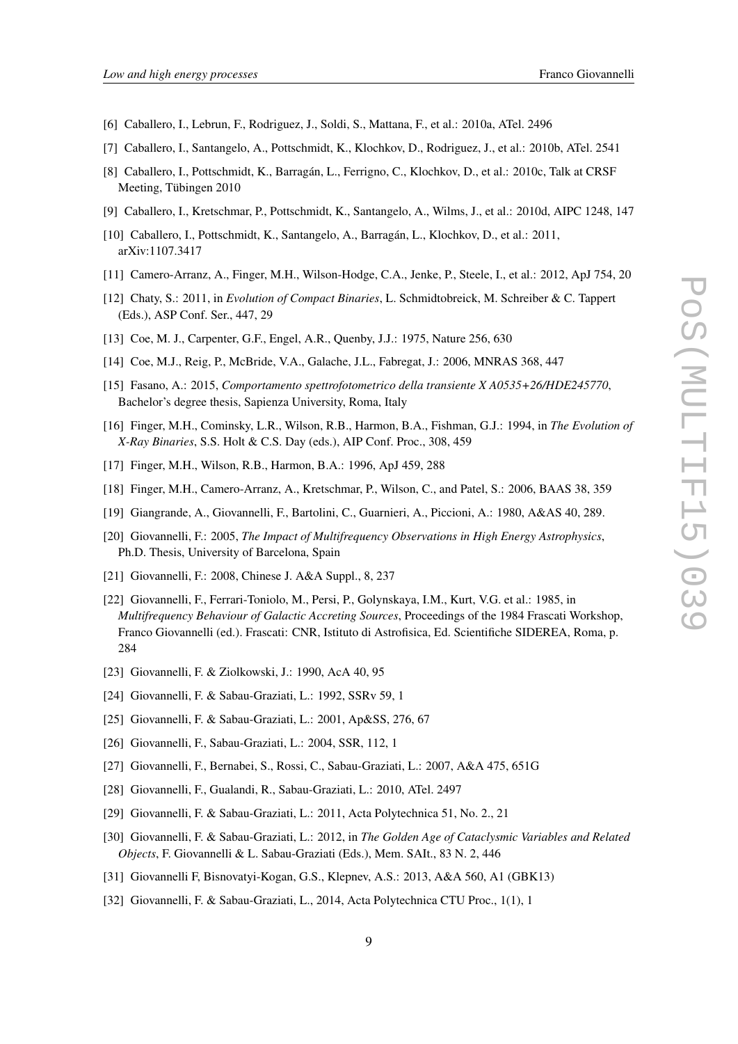[6] Caballero, I., Lebrun, F., Rodriguez, J., Soldi, S., Mattana, F., et al.: 2010a, ATel. 2496

[7] Caballero, I., Santangelo, A., Pottschmidt, K., Klochkov, D., Rodriguez, J., et al.: 2010b, ATel. 2541

[8] Caballero, I., Pottschmidt, K., Barragán, L., Ferrigno, C., Klochkov, D., et al.: 2010c, Talk at CRSF Meeting, Tübingen 2010

[9] Caballero, I., Kretschmar, P., Pottschmidt, K., Santangelo, A., Wilms, J., et al.: 2010d, AIPC 1248, 147

[10] Caballero, I., Pottschmidt, K., Santangelo, A., Barragán, L., Klochkov, D., et al.: 2011, arXiv:1107.3417

[11] Camero-Arranz, A., Finger, M.H., Wilson-Hodge, C.A., Jenke, P., Steele, I., et al.: 2012, ApJ 754, 20

[12] Chaty, S.: 2011, in *Evolution of Compact Binaries*, L. Schmidtobreick, M. Schreiber & C. Tappert (Eds.), ASP Conf. Ser., 447, 29

[13] Coe, M. J., Carpenter, G.F., Engel, A.R., Quenby, J.J.: 1975, Nature 256, 630

[14] Coe, M.J., Reig, P., McBride, V.A., Galache, J.L., Fabregat, J.: 2006, MNRAS 368, 447

[15] Fasano, A.: 2015, *Comportamento spettrofotometrico della transiente X A0535+26/HDE245770*, Bachelor's degree thesis, Sapienza University, Roma, Italy

[16] Finger, M.H., Cominsky, L.R., Wilson, R.B., Harmon, B.A., Fishman, G.J.: 1994, in *The Evolution of X-Ray Binaries*, S.S. Holt & C.S. Day (eds.), AIP Conf. Proc., 308, 459

[17] Finger, M.H., Wilson, R.B., Harmon, B.A.: 1996, ApJ 459, 288

[18] Finger, M.H., Camero-Arranz, A., Kretschmar, P., Wilson, C., and Patel, S.: 2006, BAAS 38, 359

[19] Giangrande, A., Giovannelli, F., Bartolini, C., Guarnieri, A., Piccioni, A.: 1980, A&AS 40, 289.

[20] Giovannelli, F.: 2005, *The Impact of Multifrequency Observations in High Energy Astrophysics*, Ph.D. Thesis, University of Barcelona, Spain

[21] Giovannelli, F.: 2008, Chinese J. A&A Suppl., 8, 237

[22] Giovannelli, F., Ferrari-Toniolo, M., Persi, P., Golynskaya, I.M., Kurt, V.G. et al.: 1985, in *Multifrequency Behaviour of Galactic Accreting Sources*, Proceedings of the 1984 Frascati Workshop, Franco Giovannelli (ed.). Frascati: CNR, Istituto di Astrofisica, Ed. Scientifiche SIDEREA, Roma, p. 284

[23] Giovannelli, F. & Ziolkowski, J.: 1990, AcA 40, 95

[24] Giovannelli, F. & Sabau-Graziati, L.: 1992, SSRv 59, 1

[25] Giovannelli, F. & Sabau-Graziati, L.: 2001, Ap&SS, 276, 67

[26] Giovannelli, F., Sabau-Graziati, L.: 2004, SSR, 112, 1

[27] Giovannelli, F., Bernabei, S., Rossi, C., Sabau-Graziati, L.: 2007, A&A 475, 651G

[28] Giovannelli, F., Gualandi, R., Sabau-Graziati, L.: 2010, ATel. 2497

[29] Giovannelli, F. & Sabau-Graziati, L.: 2011, Acta Polytechnica 51, No. 2., 21

[30] Giovannelli, F. & Sabau-Graziati, L.: 2012, in *The Golden Age of Cataclysmic Variables and Related Objects*, F. Giovannelli & L. Sabau-Graziati (Eds.), Mem. SAIt., 83 N. 2, 446

[31] Giovannelli F, Bisnovatyi-Kogan, G.S., Klepnev, A.S.: 2013, A&A 560, A1 (GBK13)

[32] Giovannelli, F. & Sabau-Graziati, L., 2014, Acta Polytechnica CTU Proc., 1(1), 1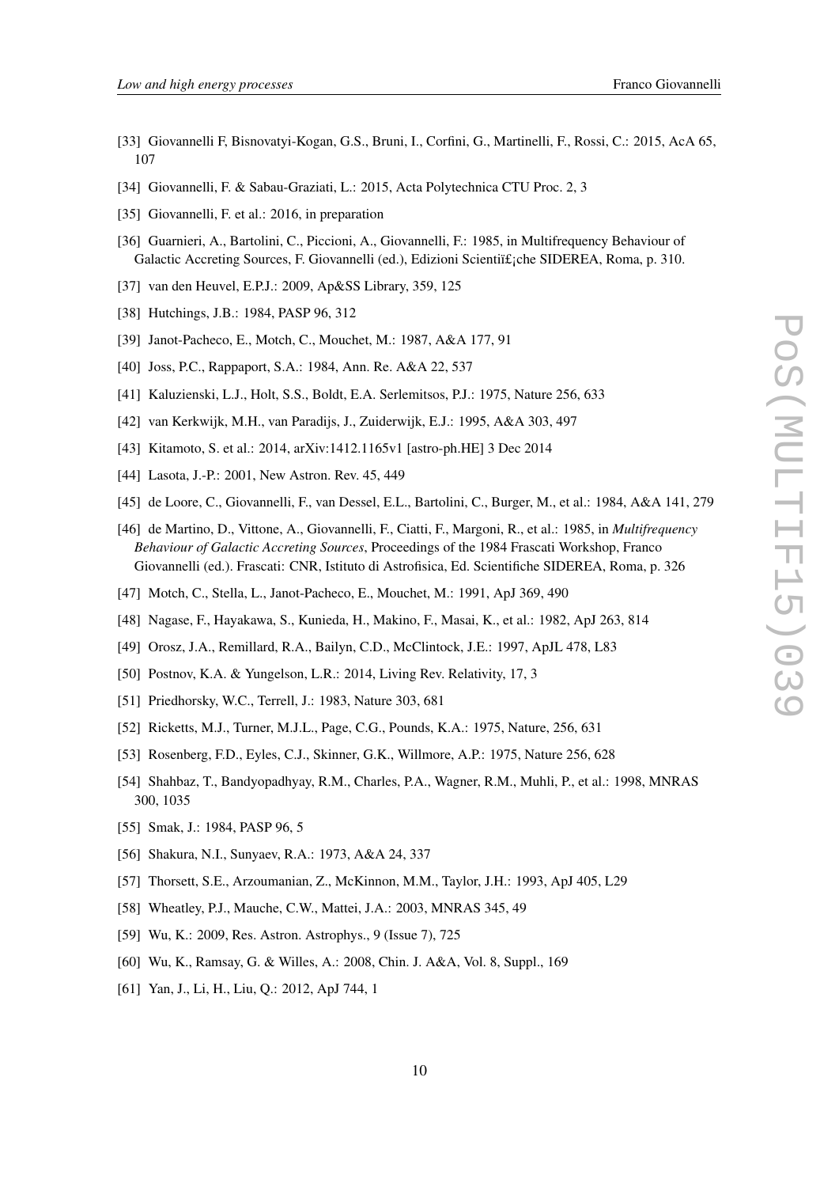[33] Giovannelli F, Bisnovatyi-Kogan, G.S., Bruni, I., Corfini, G., Martinelli, F., Rossi, C.: 2015, AcA 65, 107

[34] Giovannelli, F. & Sabau-Graziati, L.: 2015, Acta Polytechnica CTU Proc. 2, 3

[35] Giovannelli, F. et al.: 2016, in preparation

[36] Guarnieri, A., Bartolini, C., Piccioni, A., Giovannelli, F.: 1985, in Multifrequency Behaviour of Galactic Accreting Sources, F. Giovannelli (ed.), Edizioni Scientiï£¡che SIDEREA, Roma, p. 310.

[37] van den Heuvel, E.P.J.: 2009, Ap&SS Library, 359, 125

[38] Hutchings, J.B.: 1984, PASP 96, 312

[39] Janot-Pacheco, E., Motch, C., Mouchet, M.: 1987, A&A 177, 91

[40] Joss, P.C., Rappaport, S.A.: 1984, Ann. Re. A&A 22, 537

[41] Kaluzienski, L.J., Holt, S.S., Boldt, E.A. Serlemitsos, P.J.: 1975, Nature 256, 633

[42] van Kerkwijk, M.H., van Paradijs, J., Zuiderwijk, E.J.: 1995, A&A 303, 497

[43] Kitamoto, S. et al.: 2014, arXiv:1412.1165v1 [astro-ph.HE] 3 Dec 2014

[44] Lasota, J.-P.: 2001, New Astron. Rev. 45, 449

[45] de Loore, C., Giovannelli, F., van Dessel, E.L., Bartolini, C., Burger, M., et al.: 1984, A&A 141, 279

[46] de Martino, D., Vittone, A., Giovannelli, F., Ciatti, F., Margoni, R., et al.: 1985, in *Multifrequency Behaviour of Galactic Accreting Sources*, Proceedings of the 1984 Frascati Workshop, Franco Giovannelli (ed.). Frascati: CNR, Istituto di Astrofisica, Ed. Scientifiche SIDEREA, Roma, p. 326

[47] Motch, C., Stella, L., Janot-Pacheco, E., Mouchet, M.: 1991, ApJ 369, 490

[48] Nagase, F., Hayakawa, S., Kunieda, H., Makino, F., Masai, K., et al.: 1982, ApJ 263, 814

[49] Orosz, J.A., Remillard, R.A., Bailyn, C.D., McClintock, J.E.: 1997, ApJL 478, L83

[50] Postnov, K.A. & Yungelson, L.R.: 2014, Living Rev. Relativity, 17, 3

[51] Priedhorsky, W.C., Terrell, J.: 1983, Nature 303, 681

[52] Ricketts, M.J., Turner, M.J.L., Page, C.G., Pounds, K.A.: 1975, Nature, 256, 631

[53] Rosenberg, F.D., Eyles, C.J., Skinner, G.K., Willmore, A.P.: 1975, Nature 256, 628

[54] Shahbaz, T., Bandyopadhyay, R.M., Charles, P.A., Wagner, R.M., Muhli, P., et al.: 1998, MNRAS 300, 1035

[55] Smak, J.: 1984, PASP 96, 5

[56] Shakura, N.I., Sunyaev, R.A.: 1973, A&A 24, 337

[57] Thorsett, S.E., Arzoumanian, Z., McKinnon, M.M., Taylor, J.H.: 1993, ApJ 405, L29

[58] Wheatley, P.J., Mauche, C.W., Mattei, J.A.: 2003, MNRAS 345, 49

[59] Wu, K.: 2009, Res. Astron. Astrophys., 9 (Issue 7), 725

[60] Wu, K., Ramsay, G. & Willes, A.: 2008, Chin. J. A&A, Vol. 8, Suppl., 169

[61] Yan, J., Li, H., Liu, Q.: 2012, ApJ 744, 1